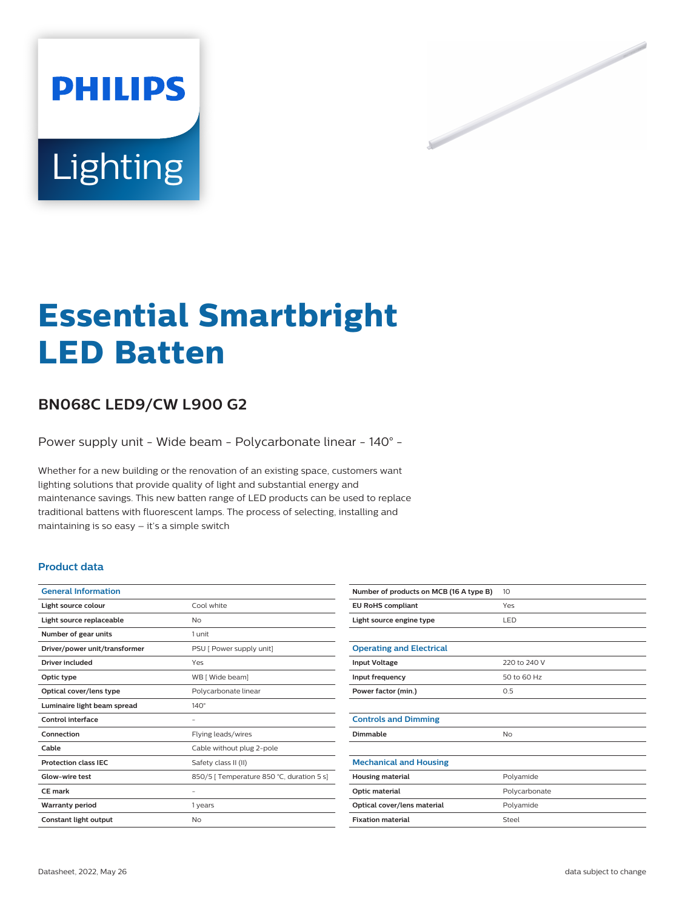PHILIPS

Lighting

# Essential Smartbright LED Batten

## BN068C LED9/CW L900 G2

Power supply unit - Wide beam - Polycarbonate linear - 140° -

Whether for a new building or the renovation of an existing space, customers want lighting solutions that provide quality of light and substantial energy and maintenance savings. This new batten range of LED products can be used to replace traditional battens with fluorescent lamps. The process of selecting, installing and maintaining is so easy – it's a simple switch

### Product data

| General Information | |
|---|---|
| Light source colour | Cool white |
| Light source replaceable | No |
| Number of gear units | 1 unit |
| Driver/power unit/transformer | PSU [ Power supply unit] |
| Driver included | Yes |
| Optic type | WB [ Wide beam] |
| Optical cover/lens type | Polycarbonate linear |
| Luminaire light beam spread | 140° |
| Control interface | - |
| Connection | Flying leads/wires |
| Cable | Cable without plug 2-pole |
| Protection class IEC | Safety class II (II) |
| Glow-wire test | 850/5 [ Temperature 850 °C, duration 5 s] |
| CE mark | - |
| Warranty period | 1 years |
| Constant light output | No |
| Number of products on MCB (16 A type B) | 10 |
| EU RoHS compliant | Yes |
| Light source engine type | LED |

| Operating and Electrical | |
|---|---|
| Input Voltage | 220 to 240 V |
| Input frequency | 50 to 60 Hz |
| Power factor (min.) | 0.5 |

| Controls and Dimming | |
|---|---|
| Dimmable | No |

| Mechanical and Housing | |
|---|---|
| Housing material | Polyamide |
| Optic material | Polycarbonate |
| Optical cover/lens material | Polyamide |
| Fixation material | Steel |

Datasheet, 2022, May 26

data subject to change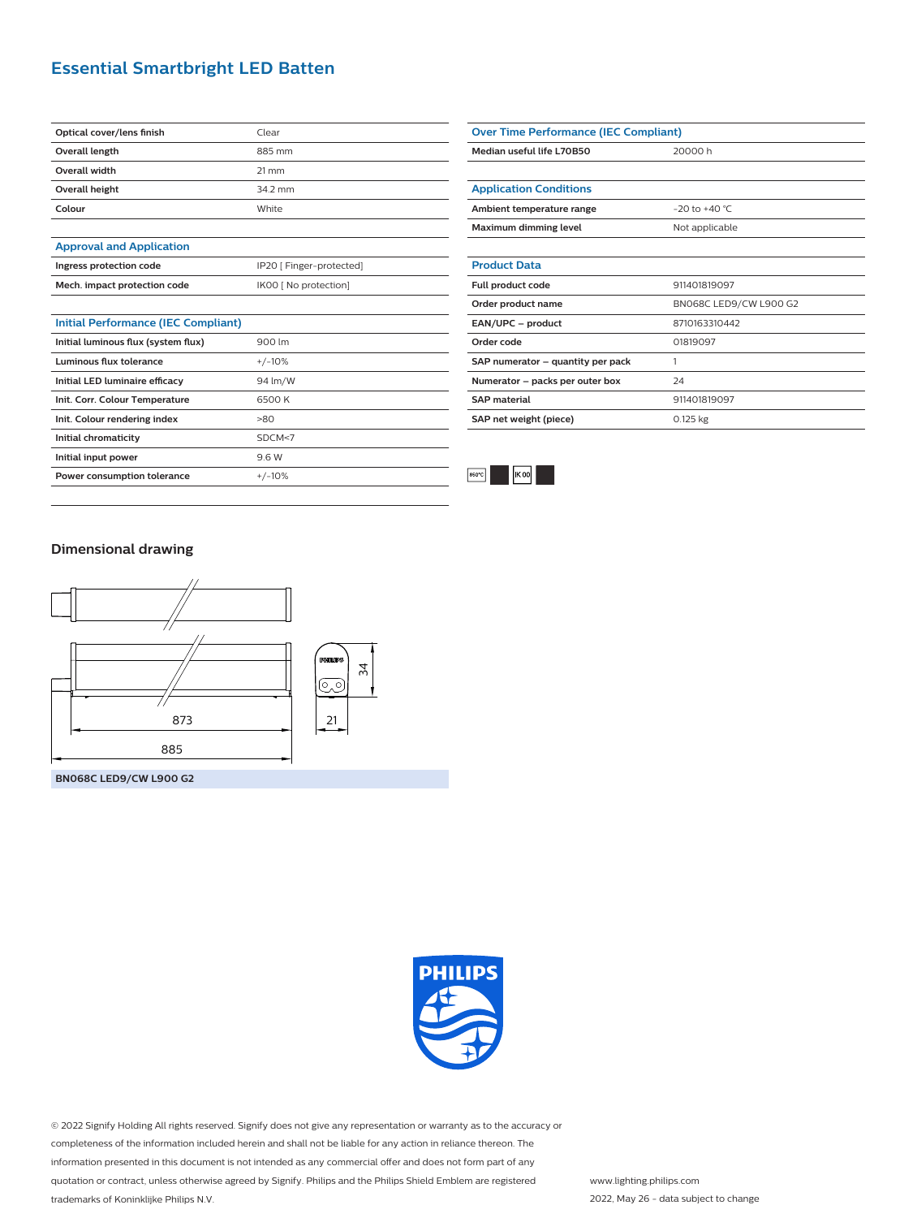# Essential Smartbright LED Batten

| | |
|---|---|
| Optical cover/lens finish | Clear |
| Overall length | 885 mm |
| Overall width | 21 mm |
| Overall height | 34.2 mm |
| Colour | White |

**Approval and Application**

| | |
|---|---|
| Ingress protection code | IP20 [ Finger-protected] |
| Mech. impact protection code | IK00 [ No protection] |

**Initial Performance (IEC Compliant)**

| | |
|---|---|
| Initial luminous flux (system flux) | 900 lm |
| Luminous flux tolerance | +/-10% |
| Initial LED luminaire efficacy | 94 lm/W |
| Init. Corr. Colour Temperature | 6500 K |
| Init. Colour rendering index | >80 |
| Initial chromaticity | SDCM<7 |
| Initial input power | 9.6 W |
| Power consumption tolerance | +/-10% |

**Over Time Performance (IEC Compliant)**

| | |
|---|---|
| Median useful life L70B50 | 20000 h |

**Application Conditions**

| | |
|---|---|
| Ambient temperature range | -20 to +40 °C |
| Maximum dimming level | Not applicable |

**Product Data**

| | |
|---|---|
| Full product code | 911401819097 |
| Order product name | BN068C LED9/CW L900 G2 |
| EAN/UPC – product | 8710163310442 |
| Order code | 01819097 |
| SAP numerator – quantity per pack | 1 |
| Numerator – packs per outer box | 24 |
| SAP material | 911401819097 |
| SAP net weight (piece) | 0.125 kg |

850°C IK00

## Dimensional drawing

34
873
21
885

**BN068C LED9/CW L900 G2**

© 2022 Signify Holding All rights reserved. Signify does not give any representation or warranty as to the accuracy or completeness of the information included herein and shall not be liable for any action in reliance thereon. The information presented in this document is not intended as any commercial offer and does not form part of any quotation or contract, unless otherwise agreed by Signify. Philips and the Philips Shield Emblem are registered trademarks of Koninklijke Philips N.V.

www.lighting.philips.com

2022, May 26 - data subject to change